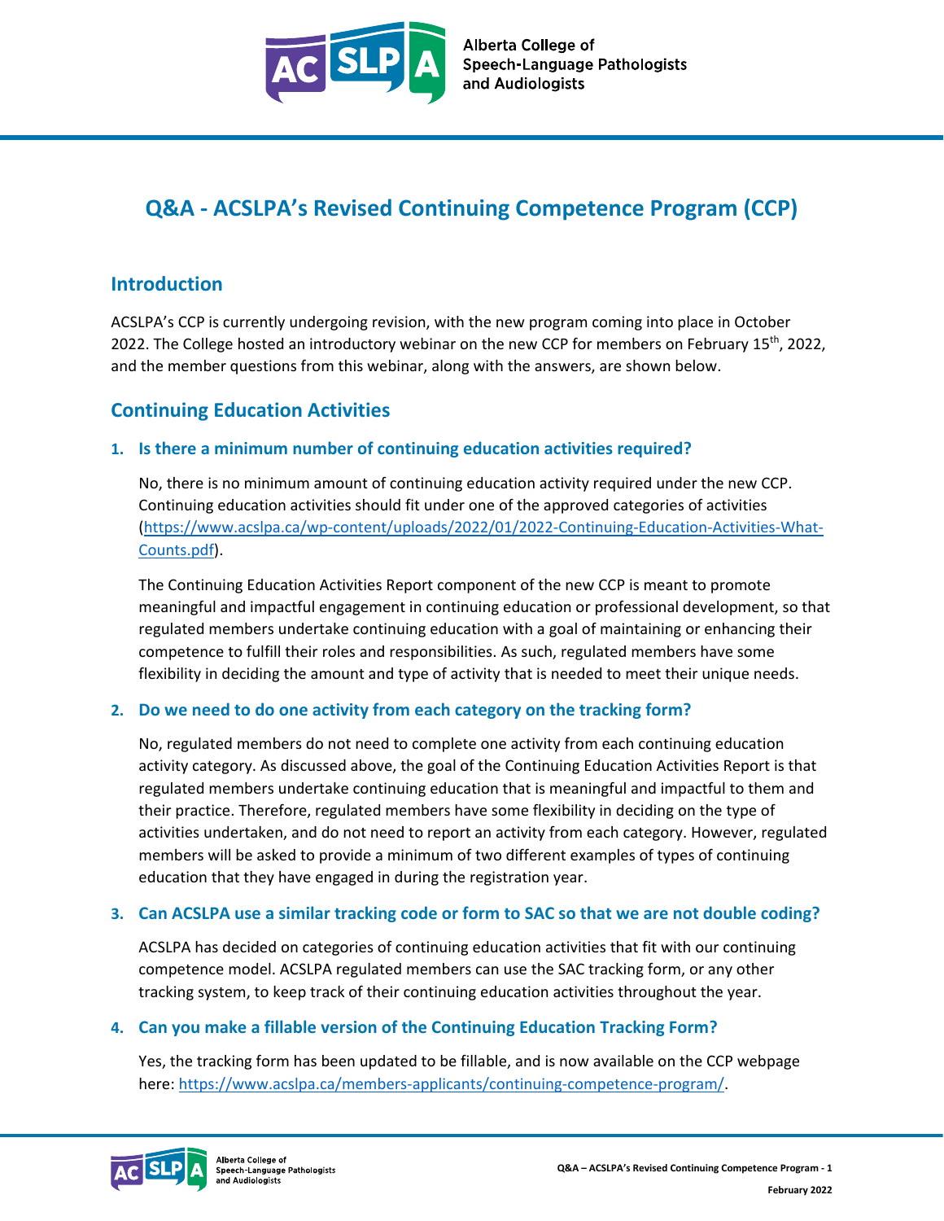# Q&A - ACSLPA's Revised Continuing Competence Program (CCP)

## Introduction

ACSLPA's CCP is currently undergoing revision, with the new program coming into place in October 2022. The College hosted an introductory webinar on the new CCP for members on February 15th, 2022, and the member questions from this webinar, along with the answers, are shown below.

## Continuing Education Activities

### 1. Is there a minimum number of continuing education activities required?

No, there is no minimum amount of continuing education activity required under the new CCP. Continuing education activities should fit under one of the approved categories of activities (https://www.acslpa.ca/wp-content/uploads/2022/01/2022-Continuing-Education-Activities-What-Counts.pdf).

The Continuing Education Activities Report component of the new CCP is meant to promote meaningful and impactful engagement in continuing education or professional development, so that regulated members undertake continuing education with a goal of maintaining or enhancing their competence to fulfill their roles and responsibilities. As such, regulated members have some flexibility in deciding the amount and type of activity that is needed to meet their unique needs.

### 2. Do we need to do one activity from each category on the tracking form?

No, regulated members do not need to complete one activity from each continuing education activity category. As discussed above, the goal of the Continuing Education Activities Report is that regulated members undertake continuing education that is meaningful and impactful to them and their practice. Therefore, regulated members have some flexibility in deciding on the type of activities undertaken, and do not need to report an activity from each category. However, regulated members will be asked to provide a minimum of two different examples of types of continuing education that they have engaged in during the registration year.

### 3. Can ACSLPA use a similar tracking code or form to SAC so that we are not double coding?

ACSLPA has decided on categories of continuing education activities that fit with our continuing competence model. ACSLPA regulated members can use the SAC tracking form, or any other tracking system, to keep track of their continuing education activities throughout the year.

### 4. Can you make a fillable version of the Continuing Education Tracking Form?

Yes, the tracking form has been updated to be fillable, and is now available on the CCP webpage here: https://www.acslpa.ca/members-applicants/continuing-competence-program/.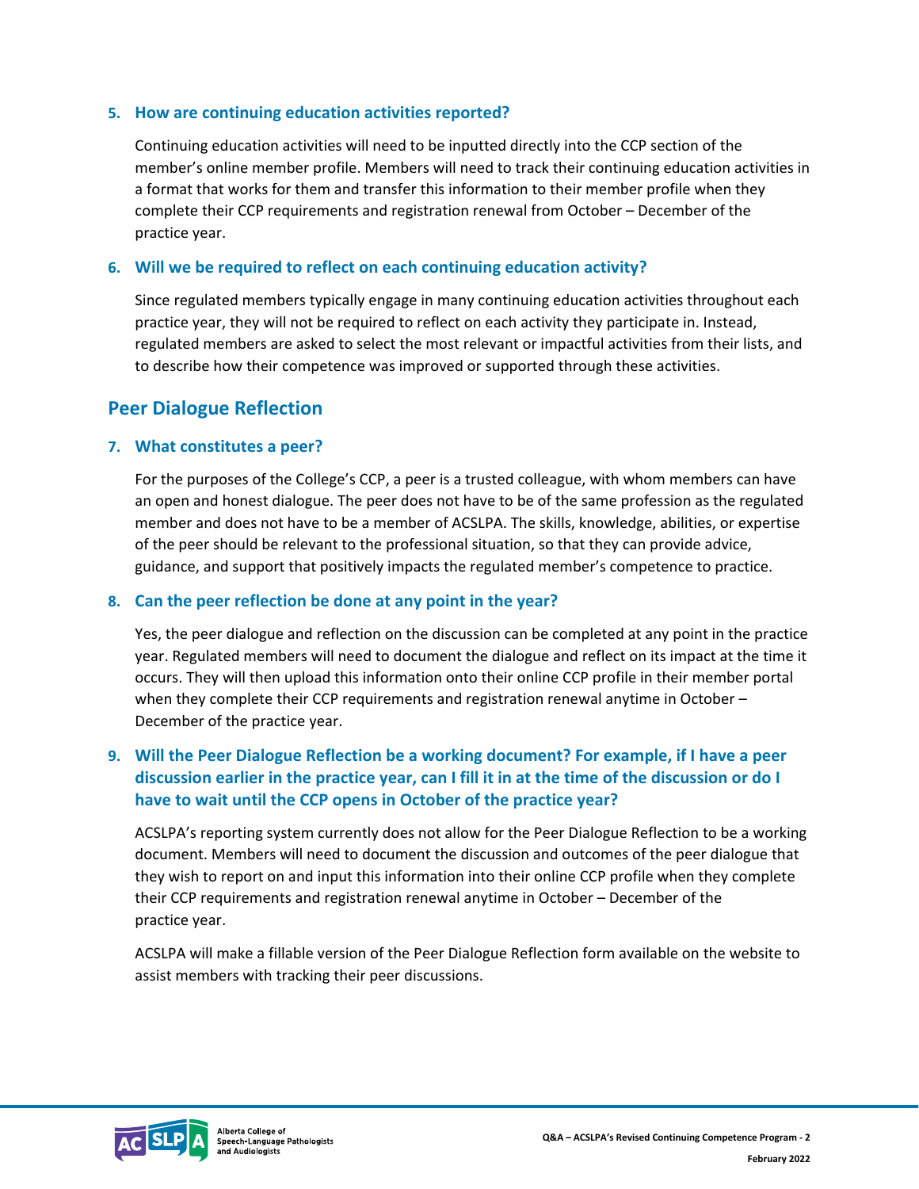**5. How are continuing education activities reported?**

Continuing education activities will need to be inputted directly into the CCP section of the member's online member profile. Members will need to track their continuing education activities in a format that works for them and transfer this information to their member profile when they complete their CCP requirements and registration renewal from October – December of the practice year.

**6. Will we be required to reflect on each continuing education activity?**

Since regulated members typically engage in many continuing education activities throughout each practice year, they will not be required to reflect on each activity they participate in. Instead, regulated members are asked to select the most relevant or impactful activities from their lists, and to describe how their competence was improved or supported through these activities.

## Peer Dialogue Reflection

**7. What constitutes a peer?**

For the purposes of the College's CCP, a peer is a trusted colleague, with whom members can have an open and honest dialogue. The peer does not have to be of the same profession as the regulated member and does not have to be a member of ACSLPA. The skills, knowledge, abilities, or expertise of the peer should be relevant to the professional situation, so that they can provide advice, guidance, and support that positively impacts the regulated member's competence to practice.

**8. Can the peer reflection be done at any point in the year?**

Yes, the peer dialogue and reflection on the discussion can be completed at any point in the practice year. Regulated members will need to document the dialogue and reflect on its impact at the time it occurs. They will then upload this information onto their online CCP profile in their member portal when they complete their CCP requirements and registration renewal anytime in October – December of the practice year.

**9. Will the Peer Dialogue Reflection be a working document? For example, if I have a peer discussion earlier in the practice year, can I fill it in at the time of the discussion or do I have to wait until the CCP opens in October of the practice year?**

ACSLPA's reporting system currently does not allow for the Peer Dialogue Reflection to be a working document. Members will need to document the discussion and outcomes of the peer dialogue that they wish to report on and input this information into their online CCP profile when they complete their CCP requirements and registration renewal anytime in October – December of the practice year.

ACSLPA will make a fillable version of the Peer Dialogue Reflection form available on the website to assist members with tracking their peer discussions.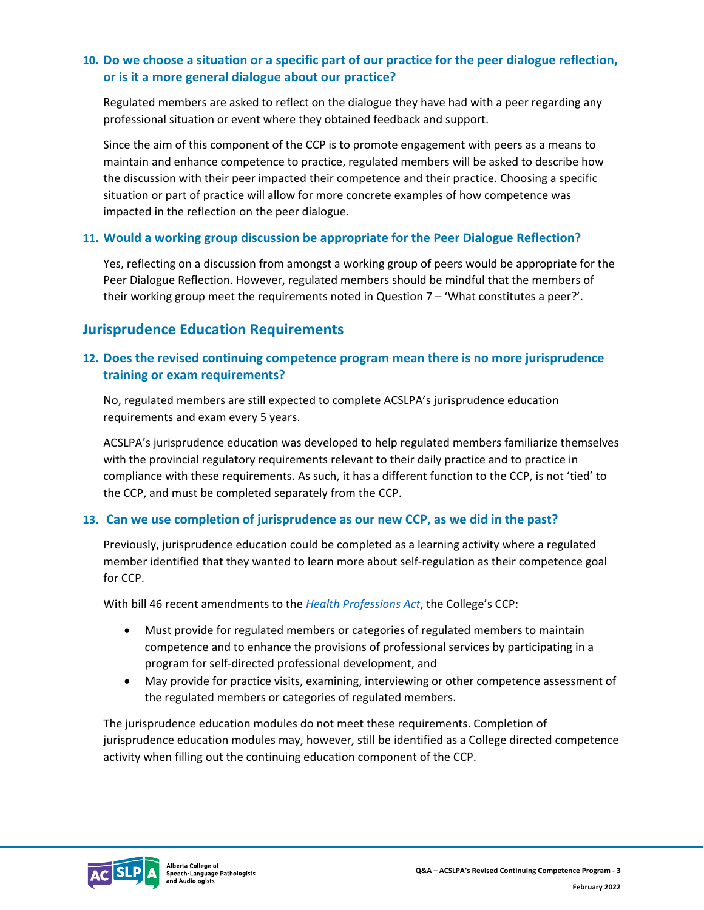### 10. Do we choose a situation or a specific part of our practice for the peer dialogue reflection, or is it a more general dialogue about our practice?

Regulated members are asked to reflect on the dialogue they have had with a peer regarding any professional situation or event where they obtained feedback and support.

Since the aim of this component of the CCP is to promote engagement with peers as a means to maintain and enhance competence to practice, regulated members will be asked to describe how the discussion with their peer impacted their competence and their practice. Choosing a specific situation or part of practice will allow for more concrete examples of how competence was impacted in the reflection on the peer dialogue.

### 11. Would a working group discussion be appropriate for the Peer Dialogue Reflection?

Yes, reflecting on a discussion from amongst a working group of peers would be appropriate for the Peer Dialogue Reflection. However, regulated members should be mindful that the members of their working group meet the requirements noted in Question 7 – 'What constitutes a peer?'.

## Jurisprudence Education Requirements

### 12. Does the revised continuing competence program mean there is no more jurisprudence training or exam requirements?

No, regulated members are still expected to complete ACSLPA's jurisprudence education requirements and exam every 5 years.

ACSLPA's jurisprudence education was developed to help regulated members familiarize themselves with the provincial regulatory requirements relevant to their daily practice and to practice in compliance with these requirements. As such, it has a different function to the CCP, is not 'tied' to the CCP, and must be completed separately from the CCP.

### 13. Can we use completion of jurisprudence as our new CCP, as we did in the past?

Previously, jurisprudence education could be completed as a learning activity where a regulated member identified that they wanted to learn more about self-regulation as their competence goal for CCP.

With bill 46 recent amendments to the *Health Professions Act*, the College's CCP:

- Must provide for regulated members or categories of regulated members to maintain competence and to enhance the provisions of professional services by participating in a program for self-directed professional development, and
- May provide for practice visits, examining, interviewing or other competence assessment of the regulated members or categories of regulated members.

The jurisprudence education modules do not meet these requirements. Completion of jurisprudence education modules may, however, still be identified as a College directed competence activity when filling out the continuing education component of the CCP.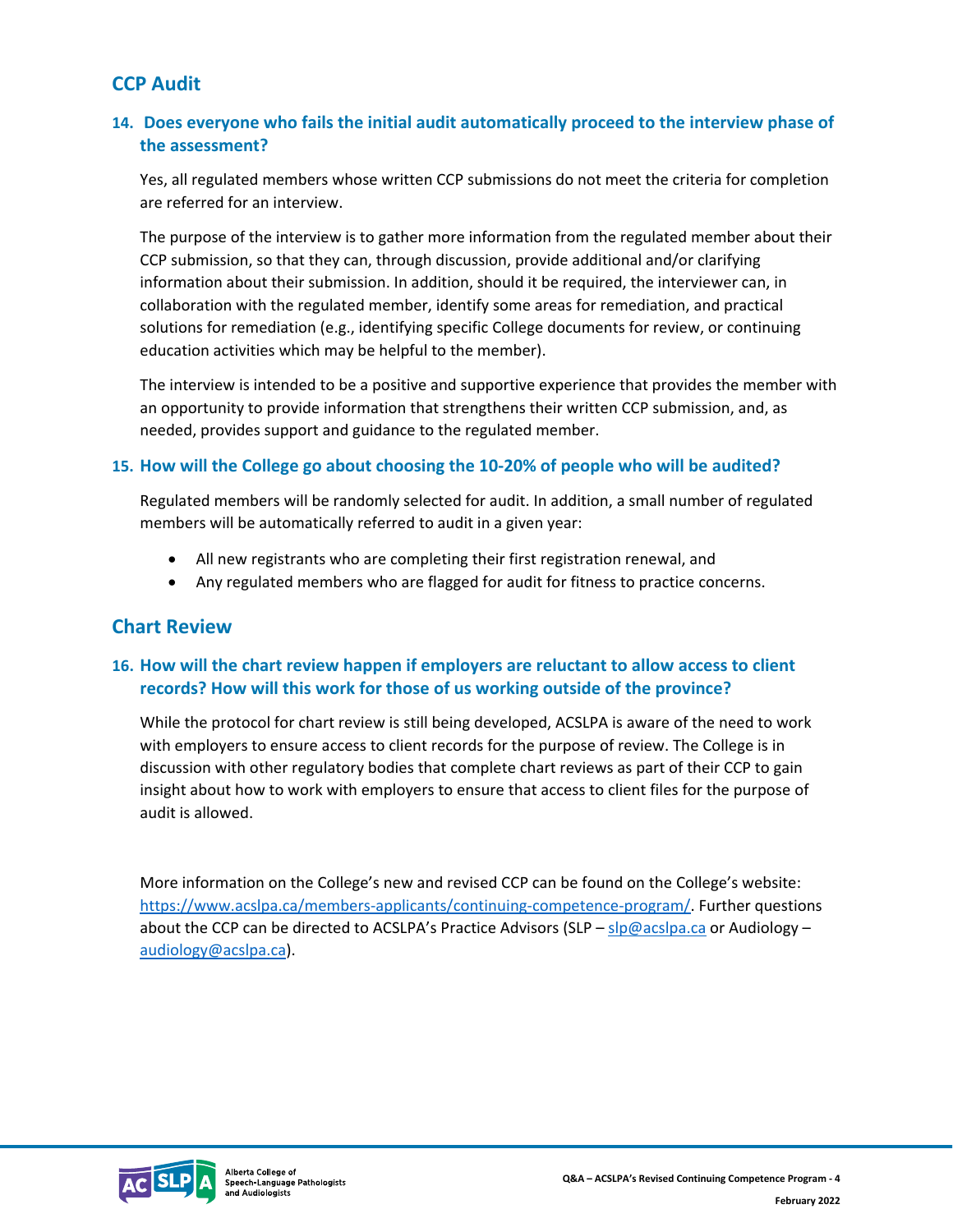## CCP Audit

### 14. Does everyone who fails the initial audit automatically proceed to the interview phase of the assessment?

Yes, all regulated members whose written CCP submissions do not meet the criteria for completion are referred for an interview.

The purpose of the interview is to gather more information from the regulated member about their CCP submission, so that they can, through discussion, provide additional and/or clarifying information about their submission. In addition, should it be required, the interviewer can, in collaboration with the regulated member, identify some areas for remediation, and practical solutions for remediation (e.g., identifying specific College documents for review, or continuing education activities which may be helpful to the member).

The interview is intended to be a positive and supportive experience that provides the member with an opportunity to provide information that strengthens their written CCP submission, and, as needed, provides support and guidance to the regulated member.

### 15. How will the College go about choosing the 10-20% of people who will be audited?

Regulated members will be randomly selected for audit. In addition, a small number of regulated members will be automatically referred to audit in a given year:

- All new registrants who are completing their first registration renewal, and
- Any regulated members who are flagged for audit for fitness to practice concerns.

## Chart Review

### 16. How will the chart review happen if employers are reluctant to allow access to client records? How will this work for those of us working outside of the province?

While the protocol for chart review is still being developed, ACSLPA is aware of the need to work with employers to ensure access to client records for the purpose of review. The College is in discussion with other regulatory bodies that complete chart reviews as part of their CCP to gain insight about how to work with employers to ensure that access to client files for the purpose of audit is allowed.

More information on the College's new and revised CCP can be found on the College's website: [https://www.acslpa.ca/members-applicants/continuing-competence-program/](https://www.acslpa.ca/members-applicants/continuing-competence-program/). Further questions about the CCP can be directed to ACSLPA's Practice Advisors (SLP – [slp@acslpa.ca](mailto:slp@acslpa.ca) or Audiology – [audiology@acslpa.ca](mailto:audiology@acslpa.ca)).